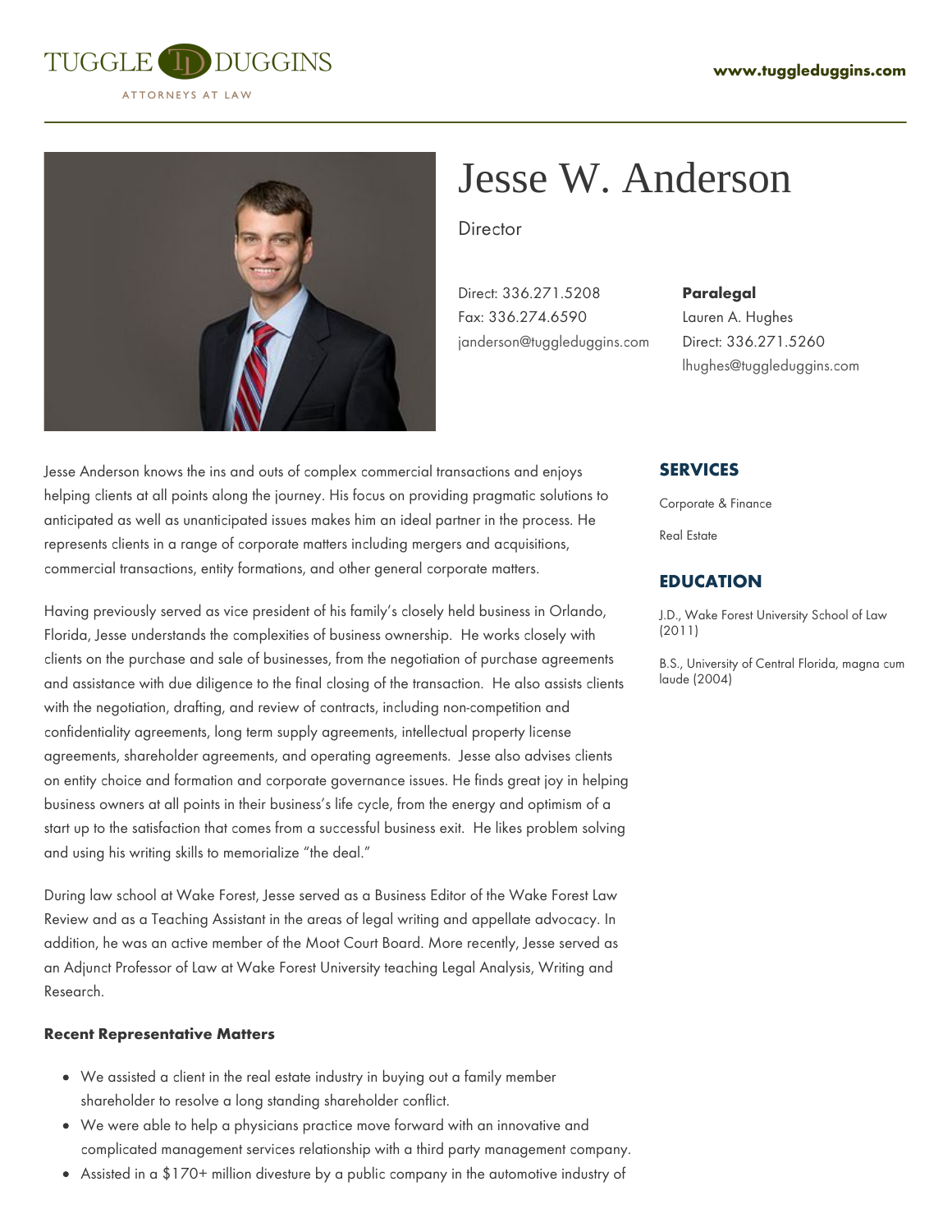TUGGLE DUGGINS

ATTORNEYS AT LAW

www.tuggleduggins.com

# Jesse W. Anderson

Director

Direct: 336.271.5208
Fax: 336.274.6590
janderson@tuggleduggins.com

**Paralegal**
Lauren A. Hughes
Direct: 336.271.5260
lhughes@tuggleduggins.com

Jesse Anderson knows the ins and outs of complex commercial transactions and enjoys helping clients at all points along the journey. His focus on providing pragmatic solutions to anticipated as well as unanticipated issues makes him an ideal partner in the process. He represents clients in a range of corporate matters including mergers and acquisitions, commercial transactions, entity formations, and other general corporate matters.

Having previously served as vice president of his family's closely held business in Orlando, Florida, Jesse understands the complexities of business ownership. He works closely with clients on the purchase and sale of businesses, from the negotiation of purchase agreements and assistance with due diligence to the final closing of the transaction. He also assists clients with the negotiation, drafting, and review of contracts, including non-competition and confidentiality agreements, long term supply agreements, intellectual property license agreements, shareholder agreements, and operating agreements. Jesse also advises clients on entity choice and formation and corporate governance issues. He finds great joy in helping business owners at all points in their business's life cycle, from the energy and optimism of a start up to the satisfaction that comes from a successful business exit. He likes problem solving and using his writing skills to memorialize "the deal."

During law school at Wake Forest, Jesse served as a Business Editor of the Wake Forest Law Review and as a Teaching Assistant in the areas of legal writing and appellate advocacy. In addition, he was an active member of the Moot Court Board. More recently, Jesse served as an Adjunct Professor of Law at Wake Forest University teaching Legal Analysis, Writing and Research.

**Recent Representative Matters**

- We assisted a client in the real estate industry in buying out a family member shareholder to resolve a long standing shareholder conflict.
- We were able to help a physicians practice move forward with an innovative and complicated management services relationship with a third party management company.
- Assisted in a $170+ million divesture by a public company in the automotive industry of

## SERVICES

Corporate & Finance

Real Estate

## EDUCATION

J.D., Wake Forest University School of Law (2011)

B.S., University of Central Florida, magna cum laude (2004)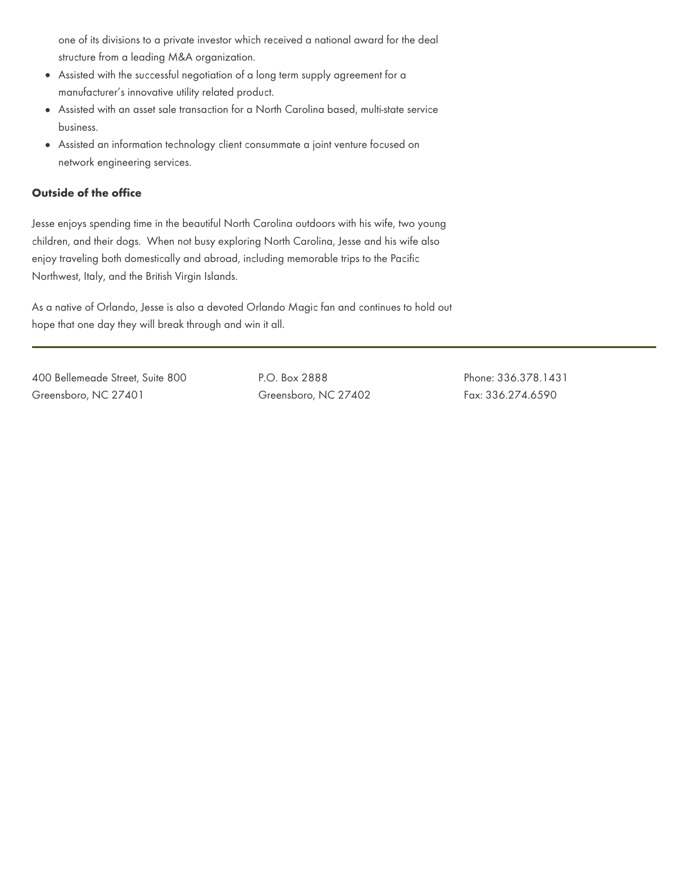one of its divisions to a private investor which received a national award for the deal structure from a leading M&A organization.

- Assisted with the successful negotiation of a long term supply agreement for a manufacturer's innovative utility related product.
- Assisted with an asset sale transaction for a North Carolina based, multi-state service business.
- Assisted an information technology client consummate a joint venture focused on network engineering services.

**Outside of the office**

Jesse enjoys spending time in the beautiful North Carolina outdoors with his wife, two young children, and their dogs. When not busy exploring North Carolina, Jesse and his wife also enjoy traveling both domestically and abroad, including memorable trips to the Pacific Northwest, Italy, and the British Virgin Islands.

As a native of Orlando, Jesse is also a devoted Orlando Magic fan and continues to hold out hope that one day they will break through and win it all.

---

400 Bellemeade Street, Suite 800
Greensboro, NC 27401

P.O. Box 2888
Greensboro, NC 27402

Phone: 336.378.1431
Fax: 336.274.6590